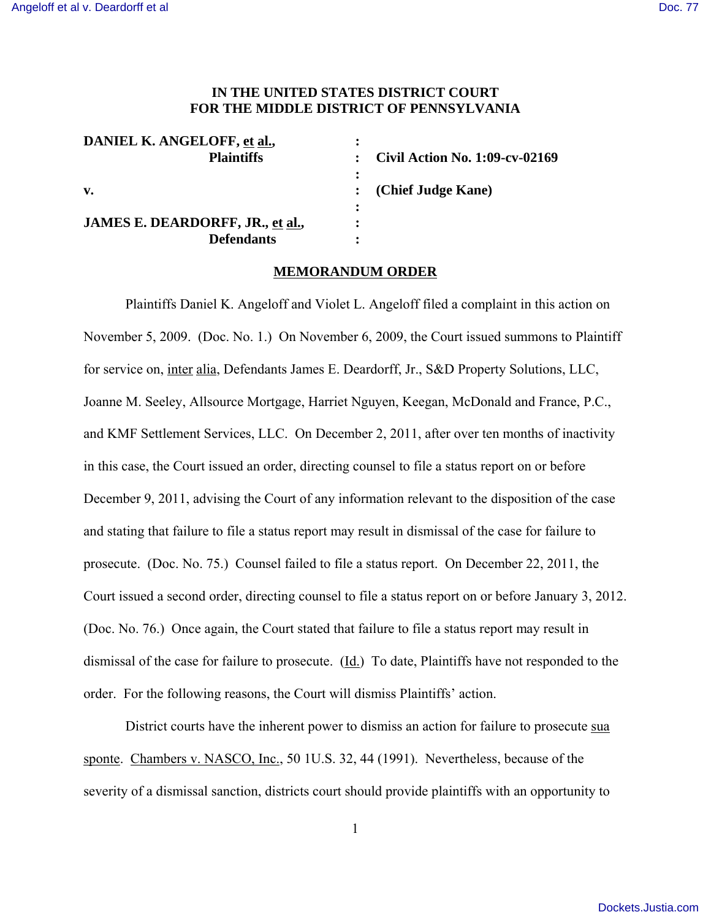# IN THE UNITED STATES DISTRICT COURT FOR THE MIDDLE DISTRICT OF PENNSYLVANIA

| | | |
|---|---|---|
| **DANIEL K. ANGELOFF, et al.,** | : | |
| **Plaintiffs** | : | **Civil Action No. 1:09-cv-02169** |
| | : | |
| **v.** | : | **(Chief Judge Kane)** |
| | : | |
| **JAMES E. DEARDORFF, JR., et al.,** | : | |
| **Defendants** | : | |

## MEMORANDUM ORDER

Plaintiffs Daniel K. Angeloff and Violet L. Angeloff filed a complaint in this action on November 5, 2009. (Doc. No. 1.) On November 6, 2009, the Court issued summons to Plaintiff for service on, inter alia, Defendants James E. Deardorff, Jr., S&D Property Solutions, LLC, Joanne M. Seeley, Allsource Mortgage, Harriet Nguyen, Keegan, McDonald and France, P.C., and KMF Settlement Services, LLC. On December 2, 2011, after over ten months of inactivity in this case, the Court issued an order, directing counsel to file a status report on or before December 9, 2011, advising the Court of any information relevant to the disposition of the case and stating that failure to file a status report may result in dismissal of the case for failure to prosecute. (Doc. No. 75.) Counsel failed to file a status report. On December 22, 2011, the Court issued a second order, directing counsel to file a status report on or before January 3, 2012. (Doc. No. 76.) Once again, the Court stated that failure to file a status report may result in dismissal of the case for failure to prosecute. (Id.) To date, Plaintiffs have not responded to the order. For the following reasons, the Court will dismiss Plaintiffs' action.

District courts have the inherent power to dismiss an action for failure to prosecute sua sponte. Chambers v. NASCO, Inc., 50 1U.S. 32, 44 (1991). Nevertheless, because of the severity of a dismissal sanction, districts court should provide plaintiffs with an opportunity to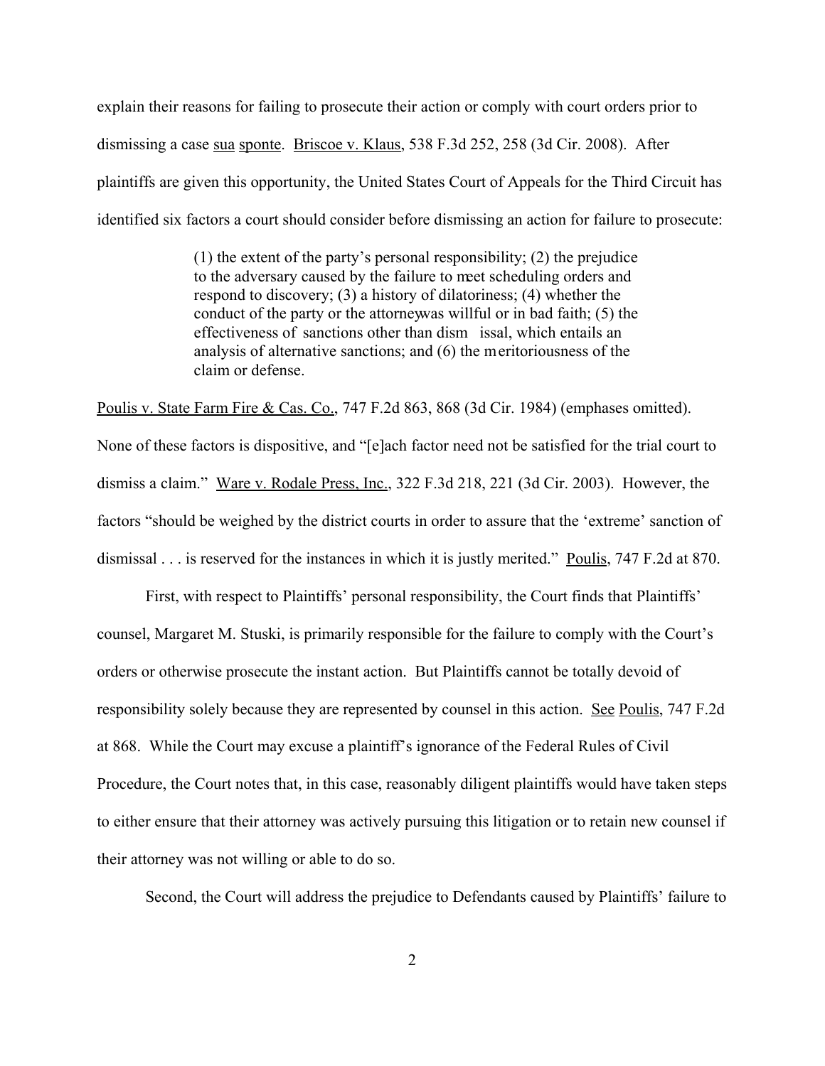explain their reasons for failing to prosecute their action or comply with court orders prior to dismissing a case sua sponte. Briscoe v. Klaus, 538 F.3d 252, 258 (3d Cir. 2008). After plaintiffs are given this opportunity, the United States Court of Appeals for the Third Circuit has identified six factors a court should consider before dismissing an action for failure to prosecute:

> (1) the extent of the party's personal responsibility; (2) the prejudice to the adversary caused by the failure to meet scheduling orders and respond to discovery; (3) a history of dilatoriness; (4) whether the conduct of the party or the attorney was willful or in bad faith; (5) the effectiveness of sanctions other than dismissal, which entails an analysis of alternative sanctions; and (6) the meritoriousness of the claim or defense.

Poulis v. State Farm Fire & Cas. Co., 747 F.2d 863, 868 (3d Cir. 1984) (emphases omitted). None of these factors is dispositive, and "[e]ach factor need not be satisfied for the trial court to dismiss a claim." Ware v. Rodale Press, Inc., 322 F.3d 218, 221 (3d Cir. 2003). However, the factors "should be weighed by the district courts in order to assure that the 'extreme' sanction of dismissal . . . is reserved for the instances in which it is justly merited." Poulis, 747 F.2d at 870.

First, with respect to Plaintiffs' personal responsibility, the Court finds that Plaintiffs' counsel, Margaret M. Stuski, is primarily responsible for the failure to comply with the Court's orders or otherwise prosecute the instant action. But Plaintiffs cannot be totally devoid of responsibility solely because they are represented by counsel in this action. See Poulis, 747 F.2d at 868. While the Court may excuse a plaintiff's ignorance of the Federal Rules of Civil Procedure, the Court notes that, in this case, reasonably diligent plaintiffs would have taken steps to either ensure that their attorney was actively pursuing this litigation or to retain new counsel if their attorney was not willing or able to do so.

Second, the Court will address the prejudice to Defendants caused by Plaintiffs' failure to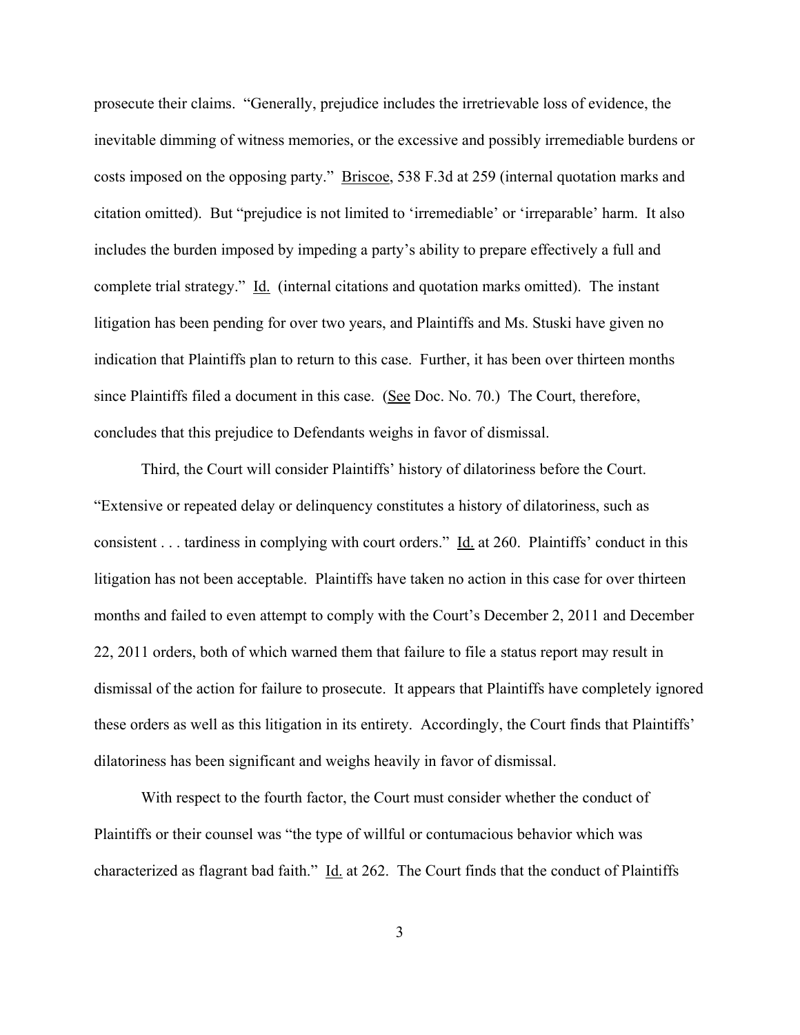prosecute their claims. "Generally, prejudice includes the irretrievable loss of evidence, the inevitable dimming of witness memories, or the excessive and possibly irremediable burdens or costs imposed on the opposing party." Briscoe, 538 F.3d at 259 (internal quotation marks and citation omitted). But "prejudice is not limited to 'irremediable' or 'irreparable' harm. It also includes the burden imposed by impeding a party's ability to prepare effectively a full and complete trial strategy." Id. (internal citations and quotation marks omitted). The instant litigation has been pending for over two years, and Plaintiffs and Ms. Stuski have given no indication that Plaintiffs plan to return to this case. Further, it has been over thirteen months since Plaintiffs filed a document in this case. (See Doc. No. 70.) The Court, therefore, concludes that this prejudice to Defendants weighs in favor of dismissal.

Third, the Court will consider Plaintiffs' history of dilatoriness before the Court. "Extensive or repeated delay or delinquency constitutes a history of dilatoriness, such as consistent . . . tardiness in complying with court orders." Id. at 260. Plaintiffs' conduct in this litigation has not been acceptable. Plaintiffs have taken no action in this case for over thirteen months and failed to even attempt to comply with the Court's December 2, 2011 and December 22, 2011 orders, both of which warned them that failure to file a status report may result in dismissal of the action for failure to prosecute. It appears that Plaintiffs have completely ignored these orders as well as this litigation in its entirety. Accordingly, the Court finds that Plaintiffs' dilatoriness has been significant and weighs heavily in favor of dismissal.

With respect to the fourth factor, the Court must consider whether the conduct of Plaintiffs or their counsel was "the type of willful or contumacious behavior which was characterized as flagrant bad faith." Id. at 262. The Court finds that the conduct of Plaintiffs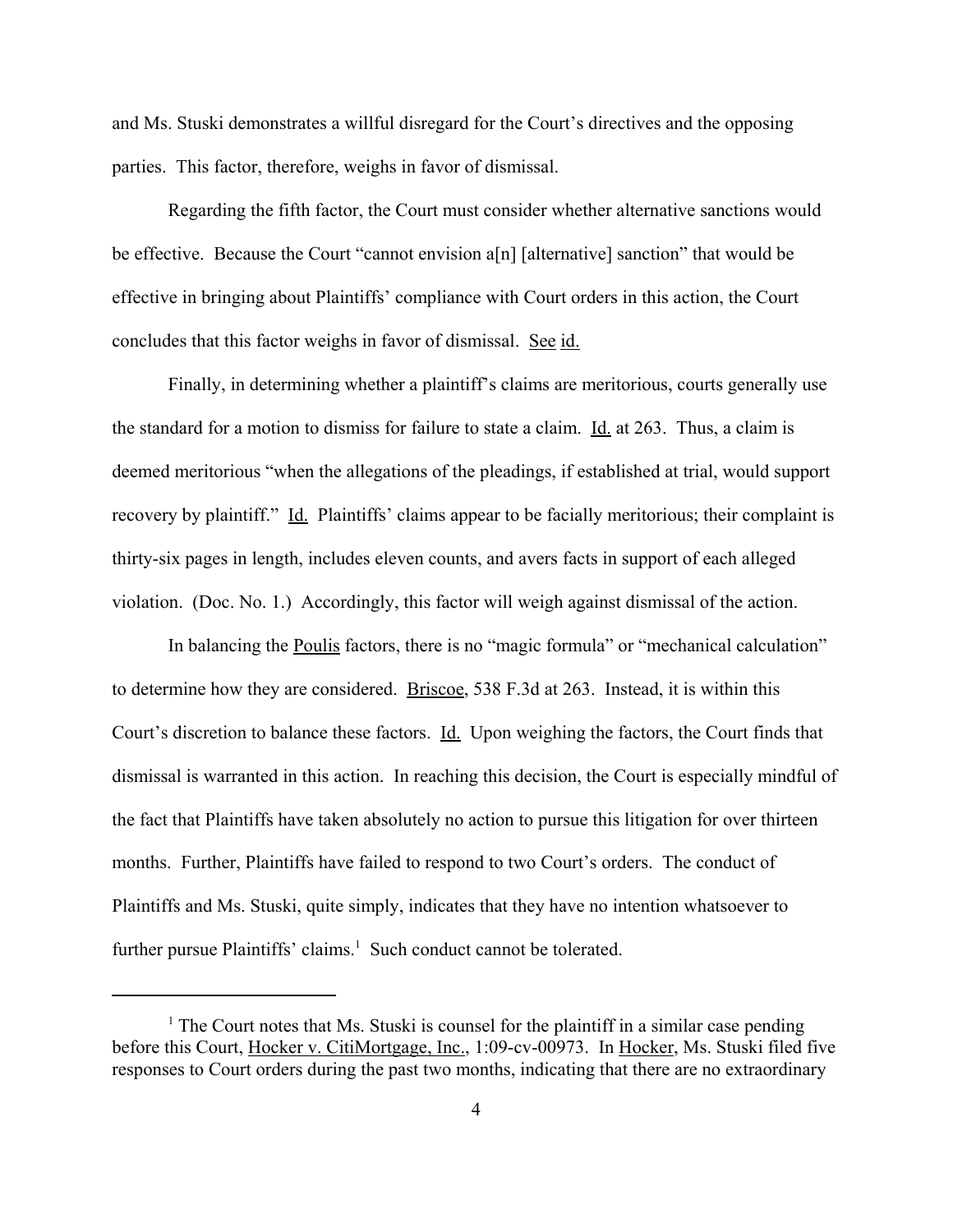and Ms. Stuski demonstrates a willful disregard for the Court's directives and the opposing parties. This factor, therefore, weighs in favor of dismissal.

Regarding the fifth factor, the Court must consider whether alternative sanctions would be effective. Because the Court "cannot envision a[n] [alternative] sanction" that would be effective in bringing about Plaintiffs' compliance with Court orders in this action, the Court concludes that this factor weighs in favor of dismissal. See id.

Finally, in determining whether a plaintiff's claims are meritorious, courts generally use the standard for a motion to dismiss for failure to state a claim. Id. at 263. Thus, a claim is deemed meritorious "when the allegations of the pleadings, if established at trial, would support recovery by plaintiff." Id. Plaintiffs' claims appear to be facially meritorious; their complaint is thirty-six pages in length, includes eleven counts, and avers facts in support of each alleged violation. (Doc. No. 1.) Accordingly, this factor will weigh against dismissal of the action.

In balancing the Poulis factors, there is no "magic formula" or "mechanical calculation" to determine how they are considered. Briscoe, 538 F.3d at 263. Instead, it is within this Court's discretion to balance these factors. Id. Upon weighing the factors, the Court finds that dismissal is warranted in this action. In reaching this decision, the Court is especially mindful of the fact that Plaintiffs have taken absolutely no action to pursue this litigation for over thirteen months. Further, Plaintiffs have failed to respond to two Court's orders. The conduct of Plaintiffs and Ms. Stuski, quite simply, indicates that they have no intention whatsoever to further pursue Plaintiffs' claims.[1] Such conduct cannot be tolerated.

---

[1] The Court notes that Ms. Stuski is counsel for the plaintiff in a similar case pending before this Court, Hocker v. CitiMortgage, Inc., 1:09-cv-00973. In Hocker, Ms. Stuski filed five responses to Court orders during the past two months, indicating that there are no extraordinary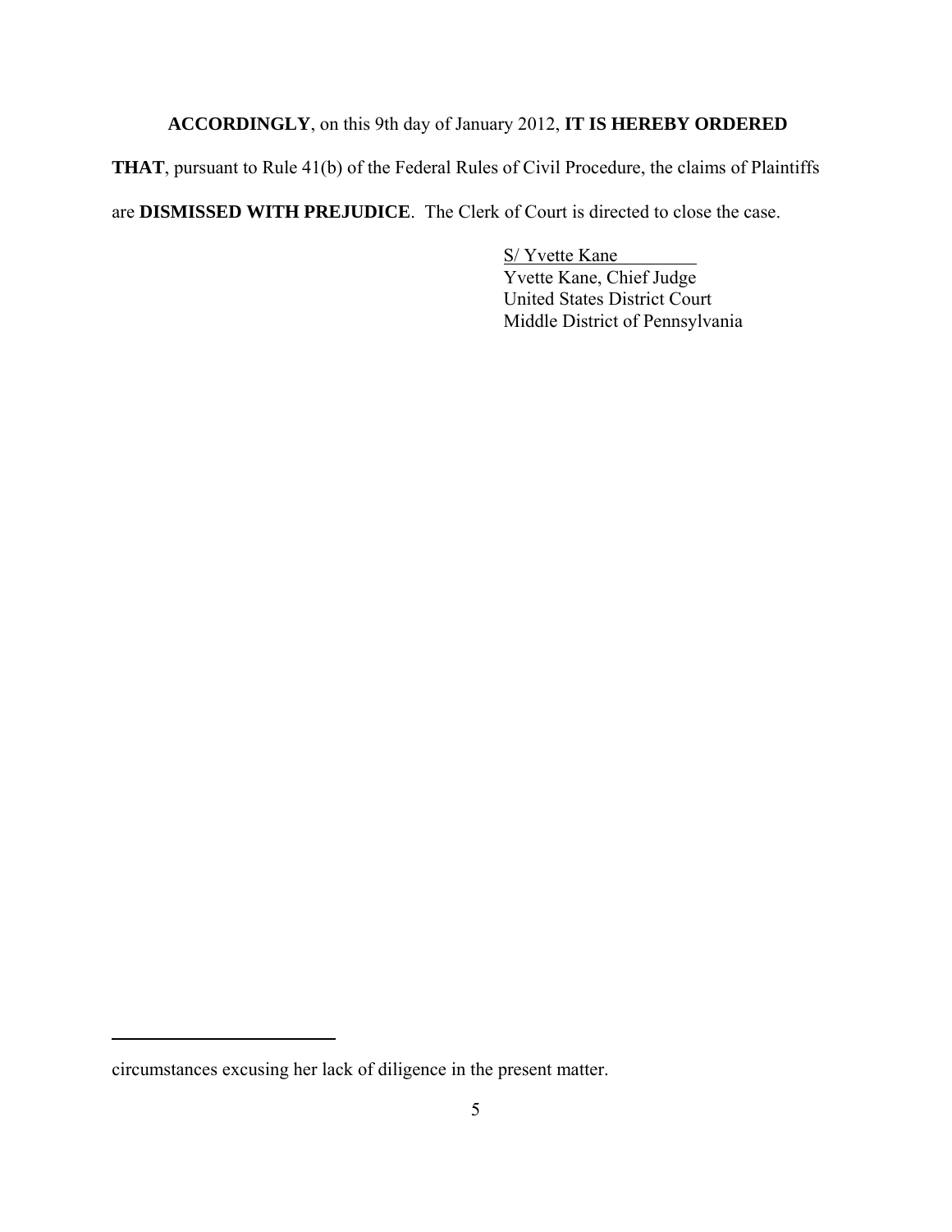**ACCORDINGLY**, on this 9th day of January 2012, **IT IS HEREBY ORDERED THAT**, pursuant to Rule 41(b) of the Federal Rules of Civil Procedure, the claims of Plaintiffs are **DISMISSED WITH PREJUDICE**. The Clerk of Court is directed to close the case.

S/ Yvette Kane
Yvette Kane, Chief Judge
United States District Court
Middle District of Pennsylvania

---

circumstances excusing her lack of diligence in the present matter.